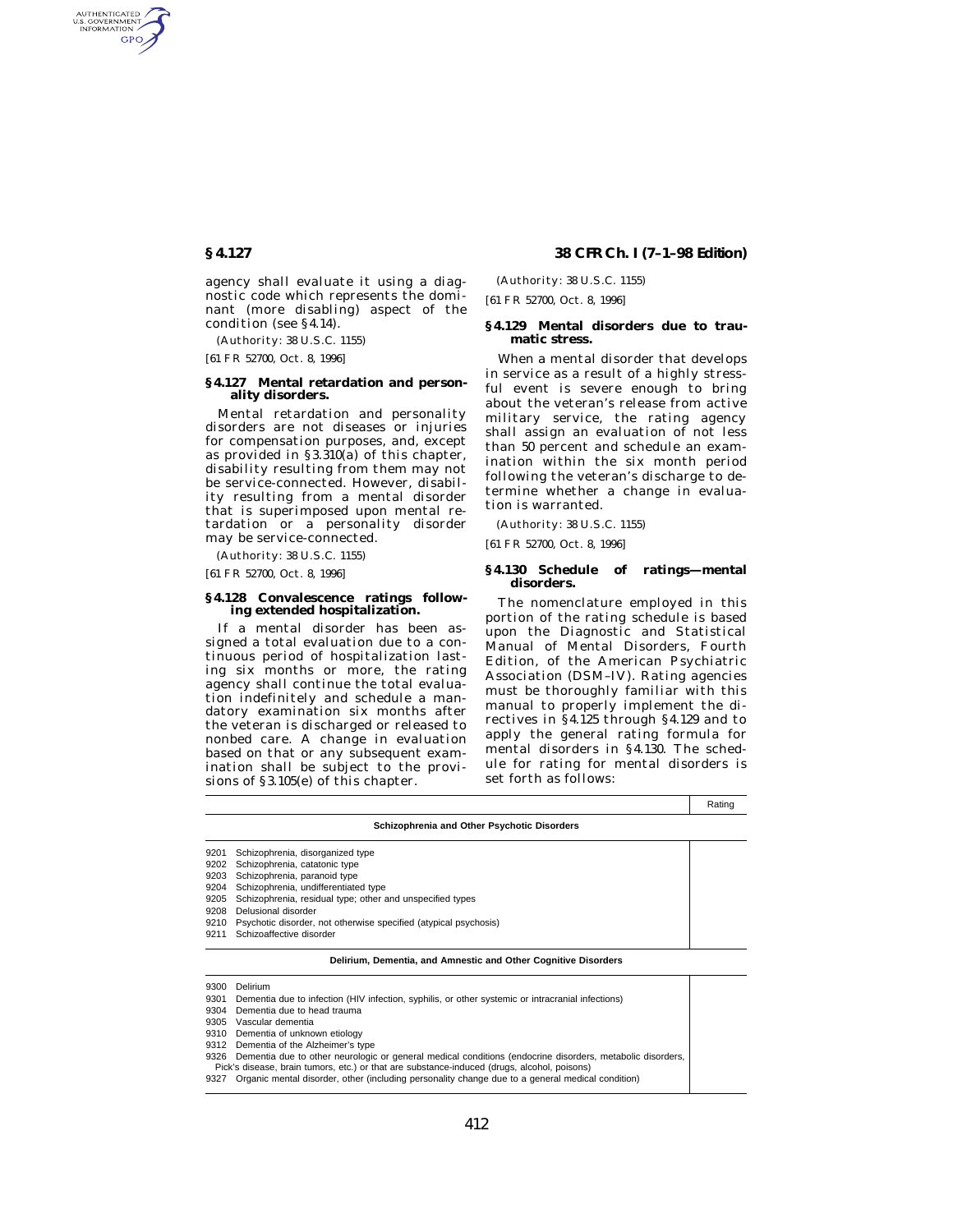agency shall evaluate it using a diagnostic code which represents the dominant (more disabling) aspect of the condition (see §4.14).

(Authority: 38 U.S.C. 1155)

[61 FR 52700, Oct. 8, 1996]

### §4.127 Mental retardation and personality disorders.

Mental retardation and personality disorders are not diseases or injuries for compensation purposes, and, except as provided in §3.310(a) of this chapter, disability resulting from them may not be service-connected. However, disability resulting from a mental disorder that is superimposed upon mental retardation or a personality disorder may be service-connected.

(Authority: 38 U.S.C. 1155)

[61 FR 52700, Oct. 8, 1996]

### §4.128 Convalescence ratings following extended hospitalization.

If a mental disorder has been assigned a total evaluation due to a continuous period of hospitalization lasting six months or more, the rating agency shall continue the total evaluation indefinitely and schedule a mandatory examination six months after the veteran is discharged or released to nonbed care. A change in evaluation based on that or any subsequent examination shall be subject to the provisions of §3.105(e) of this chapter.

(Authority: 38 U.S.C. 1155)

[61 FR 52700, Oct. 8, 1996]

### §4.129 Mental disorders due to traumatic stress.

When a mental disorder that develops in service as a result of a highly stressful event is severe enough to bring about the veteran's release from active military service, the rating agency shall assign an evaluation of not less than 50 percent and schedule an examination within the six month period following the veteran's discharge to determine whether a change in evaluation is warranted.

(Authority: 38 U.S.C. 1155)

[61 FR 52700, Oct. 8, 1996]

### §4.130 Schedule of ratings—mental disorders.

The nomenclature employed in this portion of the rating schedule is based upon the Diagnostic and Statistical Manual of Mental Disorders, Fourth Edition, of the American Psychiatric Association (DSM–IV). Rating agencies must be thoroughly familiar with this manual to properly implement the directives in §4.125 through §4.129 and to apply the general rating formula for mental disorders in §4.130. The schedule for rating for mental disorders is set forth as follows:

| | Rating |
|---|---|
| **Schizophrenia and Other Psychotic Disorders** | |
| 9201 Schizophrenia, disorganized type | |
| 9202 Schizophrenia, catatonic type | |
| 9203 Schizophrenia, paranoid type | |
| 9204 Schizophrenia, undifferentiated type | |
| 9205 Schizophrenia, residual type; other and unspecified types | |
| 9208 Delusional disorder | |
| 9210 Psychotic disorder, not otherwise specified (atypical psychosis) | |
| 9211 Schizoaffective disorder | |
| **Delirium, Dementia, and Amnestic and Other Cognitive Disorders** | |
| 9300 Delirium | |
| 9301 Dementia due to infection (HIV infection, syphilis, or other systemic or intracranial infections) | |
| 9304 Dementia due to head trauma | |
| 9305 Vascular dementia | |
| 9310 Dementia of unknown etiology | |
| 9312 Dementia of the Alzheimer's type | |
| 9326 Dementia due to other neurologic or general medical conditions (endocrine disorders, metabolic disorders, Pick's disease, brain tumors, etc.) or that are substance-induced (drugs, alcohol, poisons) | |
| 9327 Organic mental disorder, other (including personality change due to a general medical condition) | |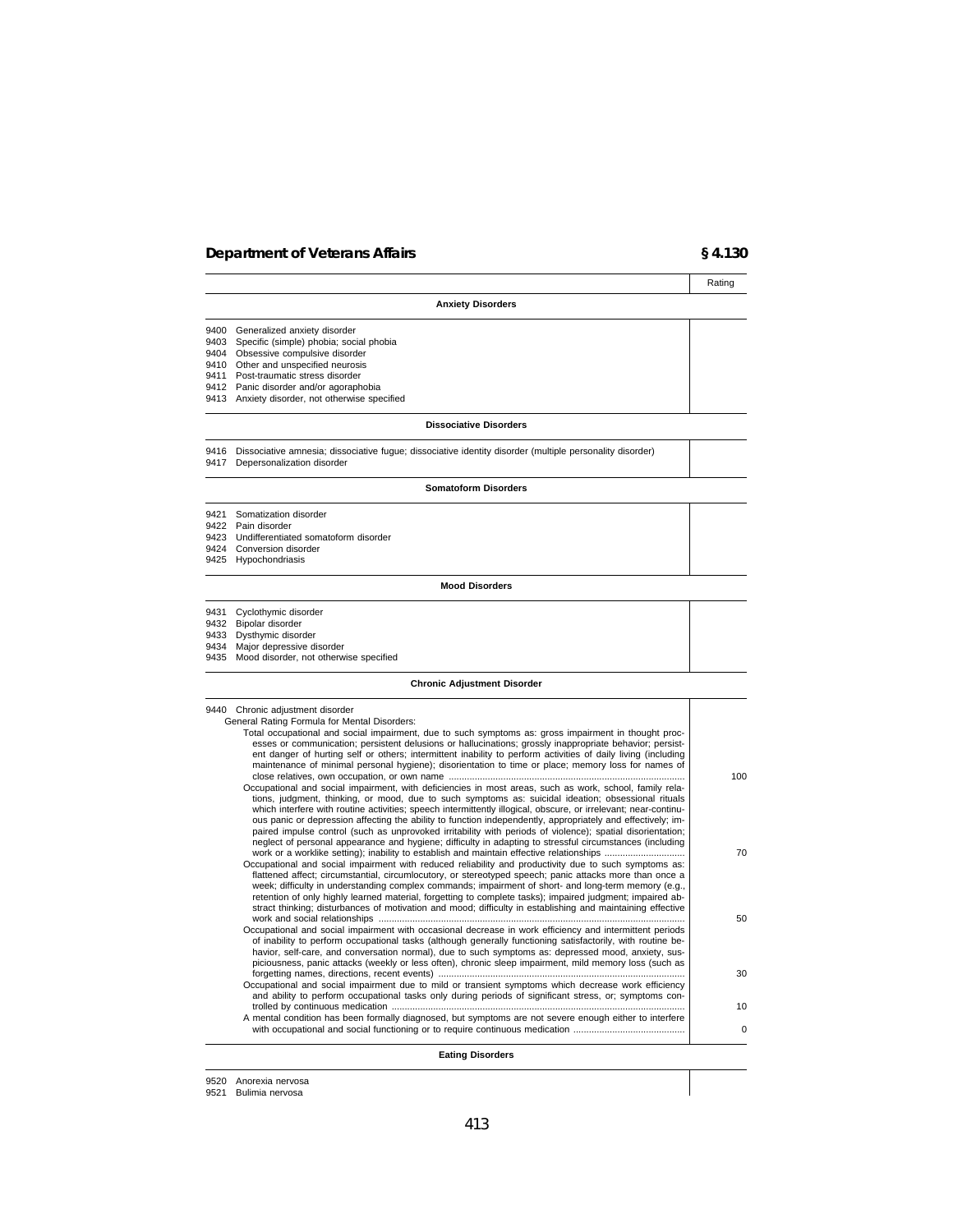| | Rating |
|---|---|
| **Anxiety Disorders** | |
| 9400 Generalized anxiety disorder<br>9403 Specific (simple) phobia; social phobia<br>9404 Obsessive compulsive disorder<br>9410 Other and unspecified neurosis<br>9411 Post-traumatic stress disorder<br>9412 Panic disorder and/or agoraphobia<br>9413 Anxiety disorder, not otherwise specified | |
| **Dissociative Disorders** | |
| 9416 Dissociative amnesia; dissociative fugue; dissociative identity disorder (multiple personality disorder)<br>9417 Depersonalization disorder | |
| **Somatoform Disorders** | |
| 9421 Somatization disorder<br>9422 Pain disorder<br>9423 Undifferentiated somatoform disorder<br>9424 Conversion disorder<br>9425 Hypochondriasis | |
| **Mood Disorders** | |
| 9431 Cyclothymic disorder<br>9432 Bipolar disorder<br>9433 Dysthymic disorder<br>9434 Major depressive disorder<br>9435 Mood disorder, not otherwise specified | |
| **Chronic Adjustment Disorder** | |
| 9440 Chronic adjustment disorder | |
| General Rating Formula for Mental Disorders: | |
| Total occupational and social impairment, due to such symptoms as: gross impairment in thought processes or communication; persistent delusions or hallucinations; grossly inappropriate behavior; persistent danger of hurting self or others; intermittent inability to perform activities of daily living (including maintenance of minimal personal hygiene); disorientation to time or place; memory loss for names of close relatives, own occupation, or own name | 100 |
| Occupational and social impairment, with deficiencies in most areas, such as work, school, family relations, judgment, thinking, or mood, due to such symptoms as: suicidal ideation; obsessional rituals which interfere with routine activities; speech intermittently illogical, obscure, or irrelevant; near-continuous panic or depression affecting the ability to function independently, appropriately and effectively; impaired impulse control (such as unprovoked irritability with periods of violence); spatial disorientation; neglect of personal appearance and hygiene; difficulty in adapting to stressful circumstances (including work or a worklike setting); inability to establish and maintain effective relationships | 70 |
| Occupational and social impairment with reduced reliability and productivity due to such symptoms as: flattened affect; circumstantial, circumlocutory, or stereotyped speech; panic attacks more than once a week; difficulty in understanding complex commands; impairment of short- and long-term memory (e.g., retention of only highly learned material, forgetting to complete tasks); impaired judgment; impaired abstract thinking; disturbances of motivation and mood; difficulty in establishing and maintaining effective work and social relationships | 50 |
| Occupational and social impairment with occasional decrease in work efficiency and intermittent periods of inability to perform occupational tasks (although generally functioning satisfactorily, with routine behavior, self-care, and conversation normal), due to such symptoms as: depressed mood, anxiety, suspiciousness, panic attacks (weekly or less often), chronic sleep impairment, mild memory loss (such as forgetting names, directions, recent events) | 30 |
| Occupational and social impairment due to mild or transient symptoms which decrease work efficiency and ability to perform occupational tasks only during periods of significant stress, or; symptoms controlled by continuous medication | 10 |
| A mental condition has been formally diagnosed, but symptoms are not severe enough either to interfere with occupational and social functioning or to require continuous medication | 0 |
| **Eating Disorders** | |
| 9520 Anorexia nervosa<br>9521 Bulimia nervosa | |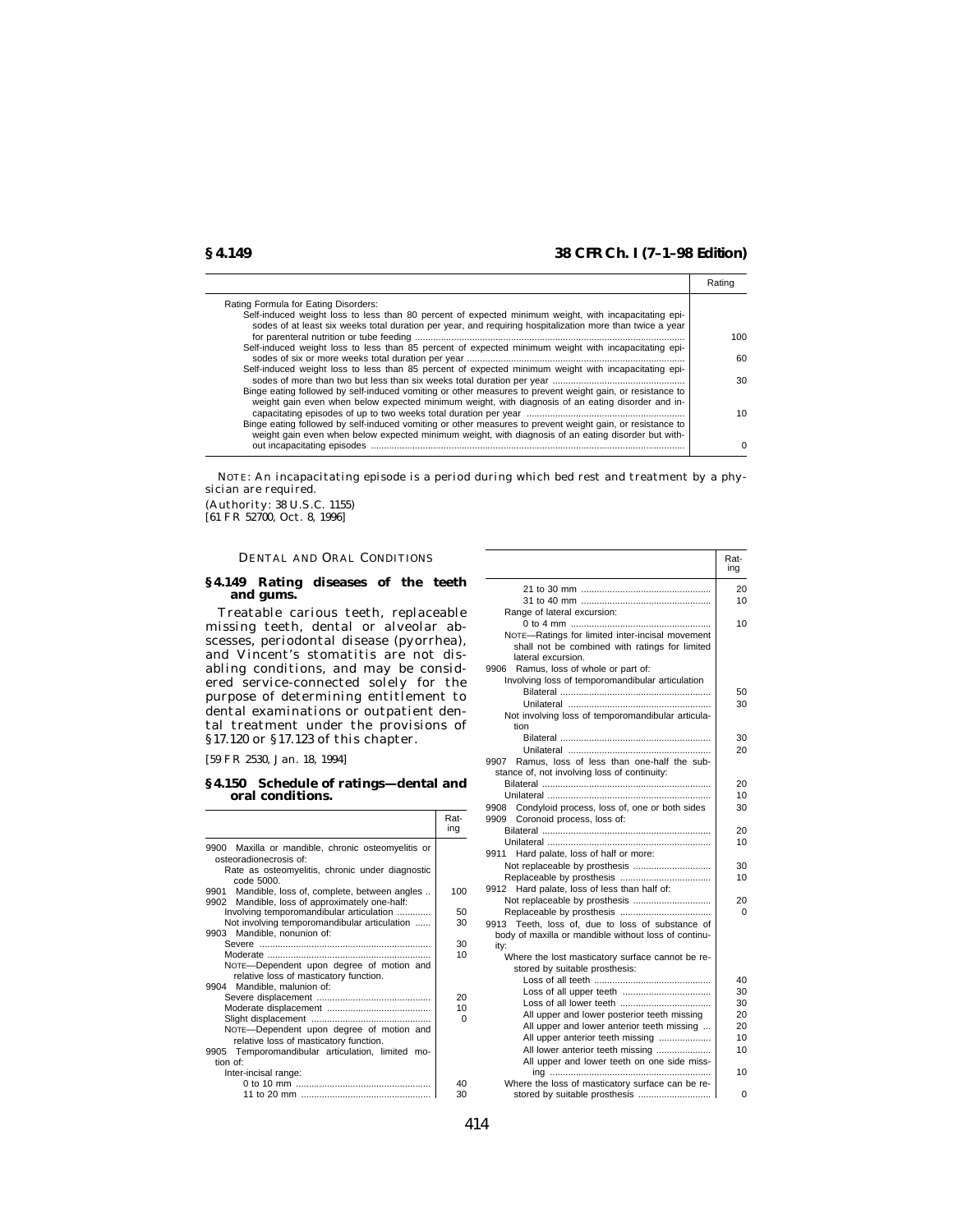| | Rating |
|---|---|
| Rating Formula for Eating Disorders: | |
| Self-induced weight loss to less than 80 percent of expected minimum weight, with incapacitating episodes of at least six weeks total duration per year, and requiring hospitalization more than twice a year for parenteral nutrition or tube feeding | 100 |
| Self-induced weight loss to less than 85 percent of expected minimum weight with incapacitating episodes of six or more weeks total duration per year | 60 |
| Self-induced weight loss to less than 85 percent of expected minimum weight with incapacitating episodes of more than two but less than six weeks total duration per year | 30 |
| Binge eating followed by self-induced vomiting or other measures to prevent weight gain, or resistance to weight gain even when below expected minimum weight, with diagnosis of an eating disorder and incapacitating episodes of up to two weeks total duration per year | 10 |
| Binge eating followed by self-induced vomiting or other measures to prevent weight gain, or resistance to weight gain even when below expected minimum weight, with diagnosis of an eating disorder but without incapacitating episodes | 0 |

NOTE: An incapacitating episode is a period during which bed rest and treatment by a physician are required.

(Authority: 38 U.S.C. 1155)

[61 FR 52700, Oct. 8, 1996]

## DENTAL AND ORAL CONDITIONS

### § 4.149 Rating diseases of the teeth and gums.

Treatable carious teeth, replaceable missing teeth, dental or alveolar abscesses, periodontal disease (pyorrhea), and Vincent's stomatitis are not disabling conditions, and may be considered service-connected solely for the purpose of determining entitlement to dental examinations or outpatient dental treatment under the provisions of §17.120 or §17.123 of this chapter.

[59 FR 2530, Jan. 18, 1994]

### § 4.150 Schedule of ratings—dental and oral conditions.

| | Rating |
|---|---|
| 9900 Maxilla or mandible, chronic osteomyelitis or osteoradionecrosis of: | |
| Rate as osteomyelitis, chronic under diagnostic code 5000. | |
| 9901 Mandible, loss of, complete, between angles | 100 |
| 9902 Mandible, loss of approximately one-half: | |
| Involving temporomandibular articulation | 50 |
| Not involving temporomandibular articulation | 30 |
| 9903 Mandible, nonunion of: | |
| Severe | 30 |
| Moderate | 10 |
| NOTE—Dependent upon degree of motion and relative loss of masticatory function. | |
| 9904 Mandible, malunion of: | |
| Severe displacement | 20 |
| Moderate displacement | 10 |
| Slight displacement | 0 |
| NOTE—Dependent upon degree of motion and relative loss of masticatory function. | |
| 9905 Temporomandibular articulation, limited motion of: | |
| Inter-incisal range: | |
| 0 to 10 mm | 40 |
| 11 to 20 mm | 30 |
| 21 to 30 mm | 20 |
| 31 to 40 mm | 10 |
| Range of lateral excursion: | |
| 0 to 4 mm | 10 |
| NOTE—Ratings for limited inter-incisal movement shall not be combined with ratings for limited lateral excursion. | |
| 9906 Ramus, loss of whole or part of: | |
| Involving loss of temporomandibular articulation | |
| Bilateral | 50 |
| Unilateral | 30 |
| Not involving loss of temporomandibular articulation | |
| Bilateral | 30 |
| Unilateral | 20 |
| 9907 Ramus, loss of less than one-half the substance of, not involving loss of continuity: | |
| Bilateral | 20 |
| Unilateral | 10 |
| 9908 Condyloid process, loss of, one or both sides | 30 |
| 9909 Coronoid process, loss of: | |
| Bilateral | 20 |
| Unilateral | 10 |
| 9911 Hard palate, loss of half or more: | |
| Not replaceable by prosthesis | 30 |
| Replaceable by prosthesis | 10 |
| 9912 Hard palate, loss of less than half of: | |
| Not replaceable by prosthesis | 20 |
| Replaceable by prosthesis | 0 |
| 9913 Teeth, loss of, due to loss of substance of body of maxilla or mandible without loss of continuity: | |
| Where the lost masticatory surface cannot be restored by suitable prosthesis: | |
| Loss of all teeth | 40 |
| Loss of all upper teeth | 30 |
| Loss of all lower teeth | 30 |
| All upper and lower posterior teeth missing | 20 |
| All upper and lower anterior teeth missing | 20 |
| All upper anterior teeth missing | 10 |
| All lower anterior teeth missing | 10 |
| All upper and lower teeth on one side missing | 10 |
| Where the loss of masticatory surface can be restored by suitable prosthesis | 0 |